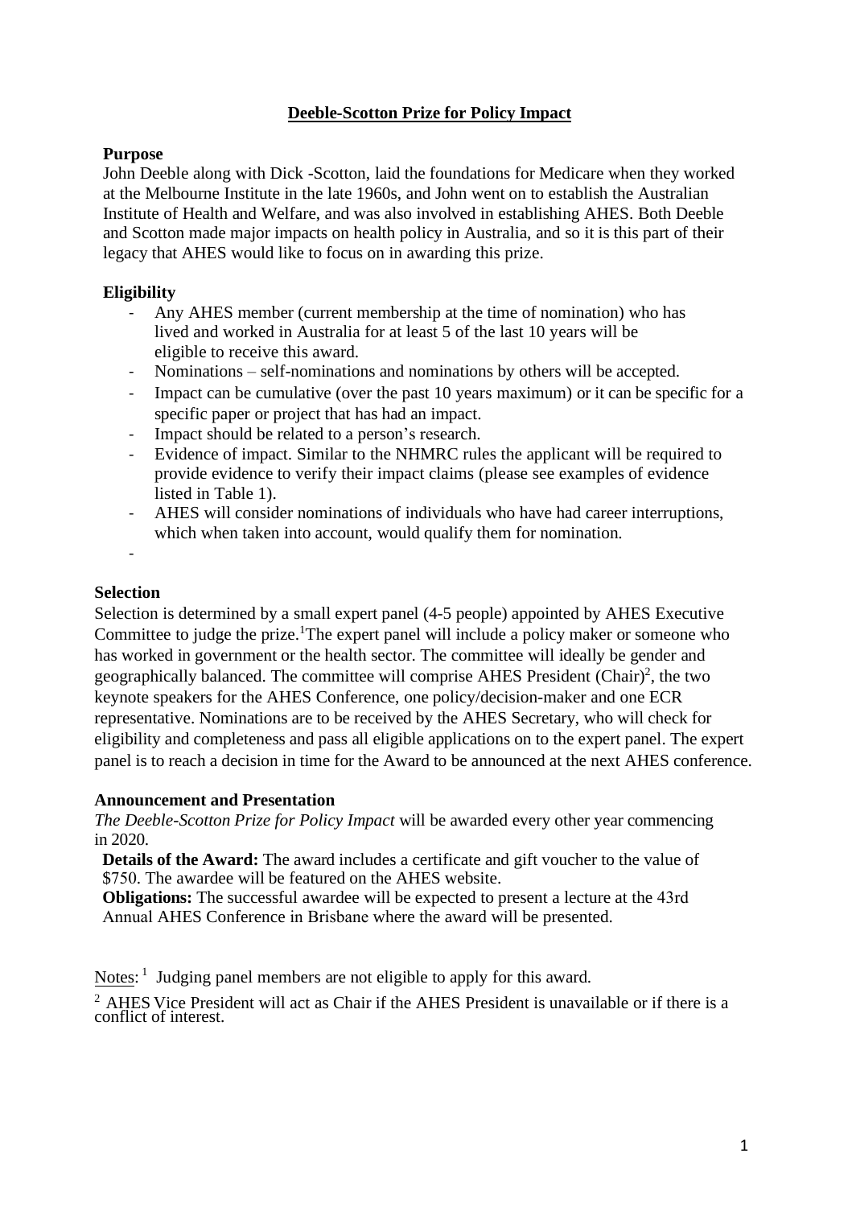# **Deeble-Scotton Prize for Policy Impact**

**Purpose**

John Deeble along with Dick -Scotton, laid the foundations for Medicare when they worked at the Melbourne Institute in the late 1960s, and John went on to establish the Australian Institute of Health and Welfare, and was also involved in establishing AHES. Both Deeble and Scotton made major impacts on health policy in Australia, and so it is this part of their legacy that AHES would like to focus on in awarding this prize.

**Eligibility**

- Any AHES member (current membership at the time of nomination) who has lived and worked in Australia for at least 5 of the last 10 years will be eligible to receive this award.
- Nominations – self-nominations and nominations by others will be accepted.
- Impact can be cumulative (over the past 10 years maximum) or it can be specific for a specific paper or project that has had an impact.
- Impact should be related to a person's research.
- Evidence of impact. Similar to the NHMRC rules the applicant will be required to provide evidence to verify their impact claims (please see examples of evidence listed in Table 1).
- AHES will consider nominations of individuals who have had career interruptions, which when taken into account, would qualify them for nomination.
-

**Selection**

Selection is determined by a small expert panel (4-5 people) appointed by AHES Executive Committee to judge the prize.[1]The expert panel will include a policy maker or someone who has worked in government or the health sector. The committee will ideally be gender and geographically balanced. The committee will comprise AHES President (Chair)[2], the two keynote speakers for the AHES Conference, one policy/decision-maker and one ECR representative. Nominations are to be received by the AHES Secretary, who will check for eligibility and completeness and pass all eligible applications on to the expert panel. The expert panel is to reach a decision in time for the Award to be announced at the next AHES conference.

**Announcement and Presentation**

*The Deeble-Scotton Prize for Policy Impact* will be awarded every other year commencing in 2020.

**Details of the Award:** The award includes a certificate and gift voucher to the value of $750. The awardee will be featured on the AHES website.

**Obligations:** The successful awardee will be expected to present a lecture at the 43rd Annual AHES Conference in Brisbane where the award will be presented.

Notes: [1] Judging panel members are not eligible to apply for this award.

[2] AHES Vice President will act as Chair if the AHES President is unavailable or if there is a conflict of interest.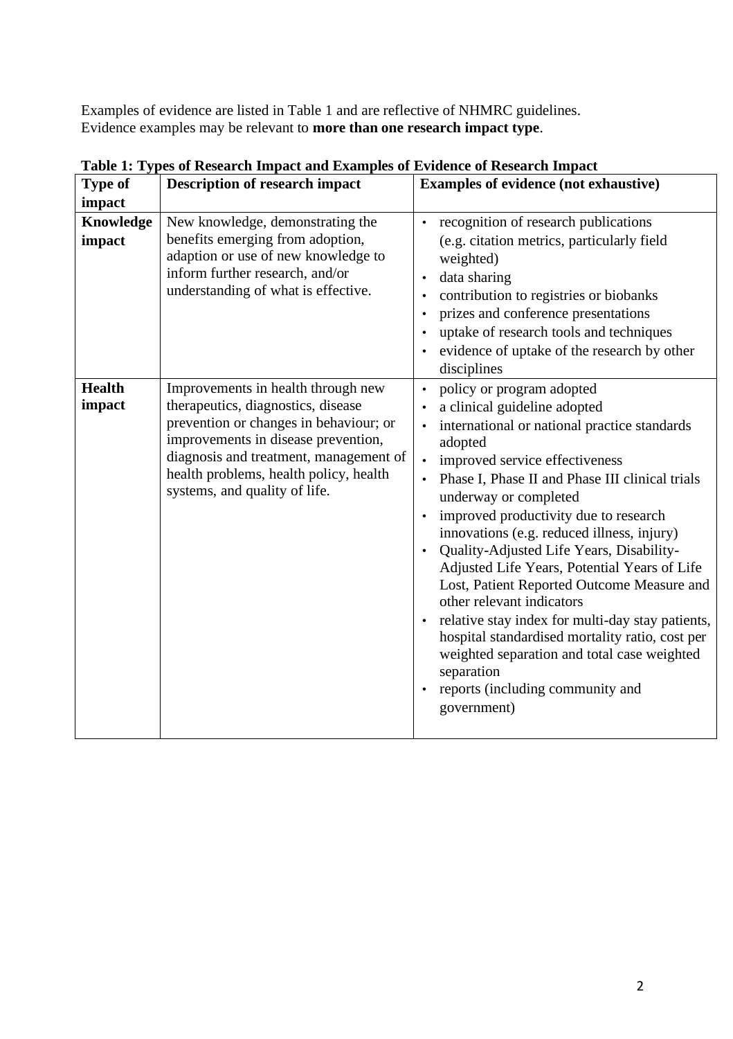Examples of evidence are listed in Table 1 and are reflective of NHMRC guidelines. Evidence examples may be relevant to **more than one research impact type**.

**Table 1: Types of Research Impact and Examples of Evidence of Research Impact**

| Type of impact | Description of research impact | Examples of evidence (not exhaustive) |
|---|---|---|
| **Knowledge impact** | New knowledge, demonstrating the benefits emerging from adoption, adaption or use of new knowledge to inform further research, and/or understanding of what is effective. | • recognition of research publications (e.g. citation metrics, particularly field weighted)<br>• data sharing<br>• contribution to registries or biobanks<br>• prizes and conference presentations<br>• uptake of research tools and techniques<br>• evidence of uptake of the research by other disciplines |
| **Health impact** | Improvements in health through new therapeutics, diagnostics, disease prevention or changes in behaviour; or improvements in disease prevention, diagnosis and treatment, management of health problems, health policy, health systems, and quality of life. | • policy or program adopted<br>• a clinical guideline adopted<br>• international or national practice standards adopted<br>• improved service effectiveness<br>• Phase I, Phase II and Phase III clinical trials underway or completed<br>• improved productivity due to research innovations (e.g. reduced illness, injury)<br>• Quality-Adjusted Life Years, Disability-Adjusted Life Years, Potential Years of Life Lost, Patient Reported Outcome Measure and other relevant indicators<br>• relative stay index for multi-day stay patients, hospital standardised mortality ratio, cost per weighted separation and total case weighted separation<br>• reports (including community and government) |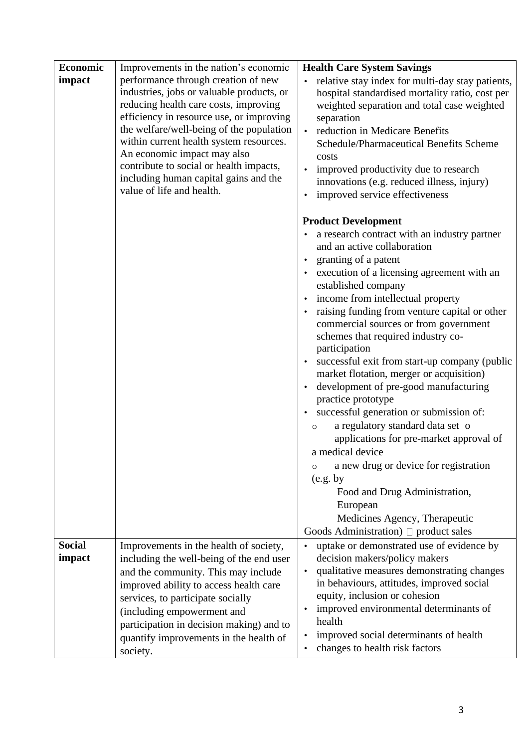| | | |
|---|---|---|
| **Economic impact** | Improvements in the nation's economic performance through creation of new industries, jobs or valuable products, or reducing health care costs, improving efficiency in resource use, or improving the welfare/well-being of the population within current health system resources. An economic impact may also contribute to social or health impacts, including human capital gains and the value of life and health. | **Health Care System Savings**<br>• relative stay index for multi-day stay patients, hospital standardised mortality ratio, cost per weighted separation and total case weighted separation<br>• reduction in Medicare Benefits Schedule/Pharmaceutical Benefits Scheme costs<br>• improved productivity due to research innovations (e.g. reduced illness, injury)<br>• improved service effectiveness<br><br>**Product Development**<br>• a research contract with an industry partner and an active collaboration<br>• granting of a patent<br>• execution of a licensing agreement with an established company<br>• income from intellectual property<br>• raising funding from venture capital or other commercial sources or from government schemes that required industry co-participation<br>• successful exit from start-up company (public market flotation, merger or acquisition)<br>• development of pre-good manufacturing practice prototype<br>• successful generation or submission of:<br>o a regulatory standard data set o applications for pre-market approval of a medical device<br>o a new drug or device for registration (e.g. by Food and Drug Administration, European Medicines Agency, Therapeutic Goods Administration)  product sales |
| **Social impact** | Improvements in the health of society, including the well-being of the end user and the community. This may include improved ability to access health care services, to participate socially (including empowerment and participation in decision making) and to quantify improvements in the health of society. | • uptake or demonstrated use of evidence by decision makers/policy makers<br>• qualitative measures demonstrating changes in behaviours, attitudes, improved social equity, inclusion or cohesion<br>• improved environmental determinants of health<br>• improved social determinants of health<br>• changes to health risk factors |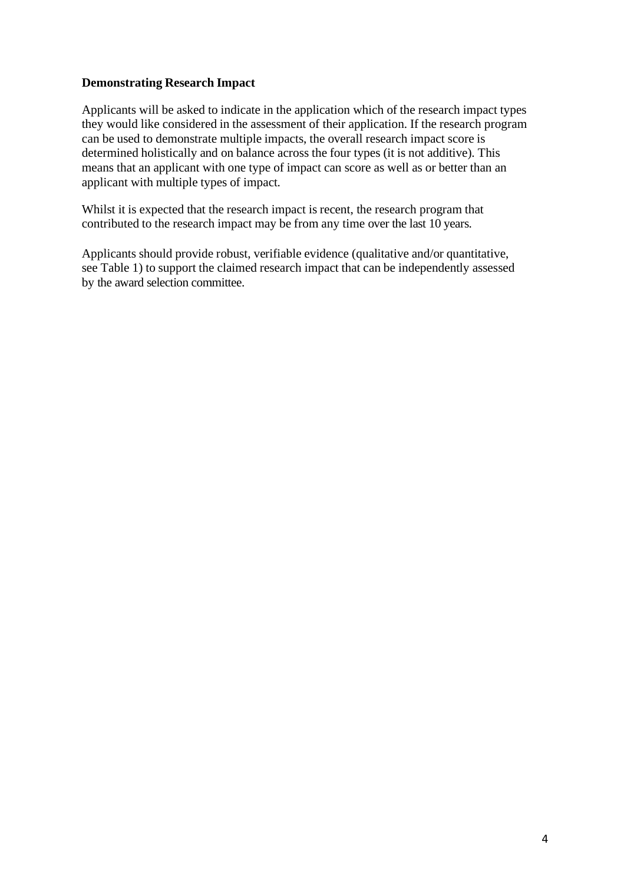**Demonstrating Research Impact**

Applicants will be asked to indicate in the application which of the research impact types they would like considered in the assessment of their application. If the research program can be used to demonstrate multiple impacts, the overall research impact score is determined holistically and on balance across the four types (it is not additive). This means that an applicant with one type of impact can score as well as or better than an applicant with multiple types of impact.

Whilst it is expected that the research impact is recent, the research program that contributed to the research impact may be from any time over the last 10 years.

Applicants should provide robust, verifiable evidence (qualitative and/or quantitative, see Table 1) to support the claimed research impact that can be independently assessed by the award selection committee.